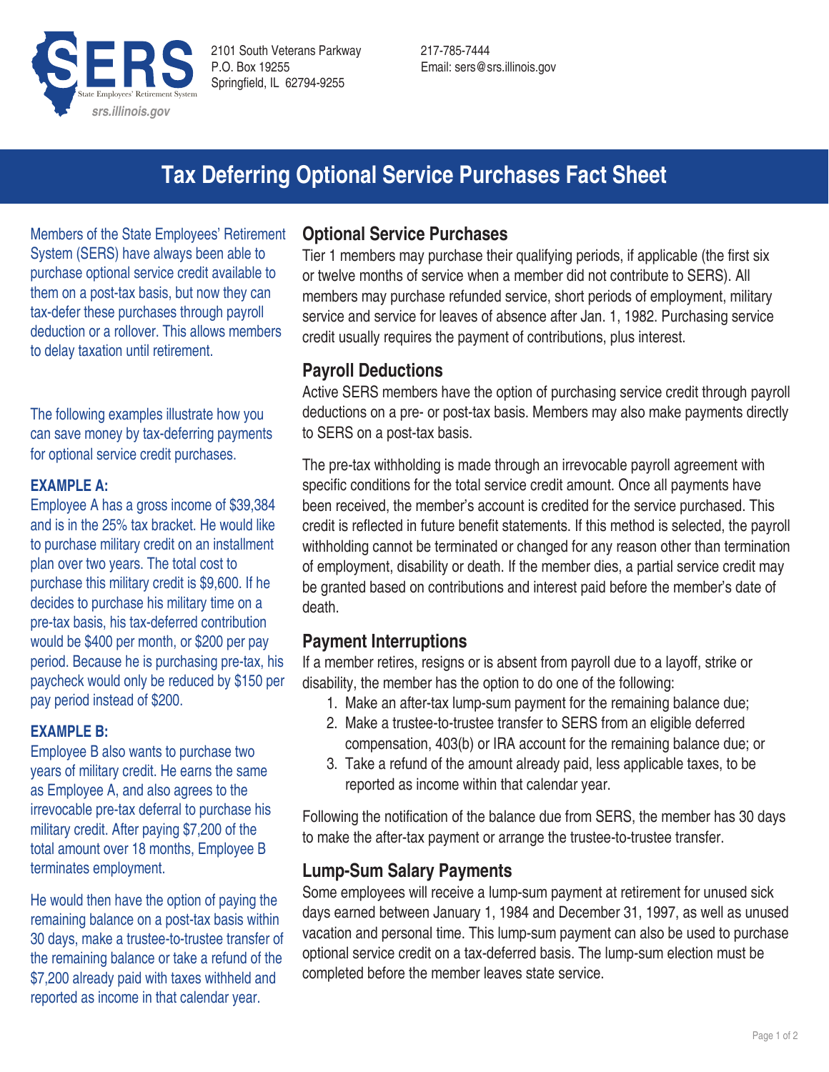SERS
State Employees' Retirement System
srs.illinois.gov

2101 South Veterans Parkway
P.O. Box 19255
Springfield, IL 62794-9255

217-785-7444
Email: sers@srs.illinois.gov

# Tax Deferring Optional Service Purchases Fact Sheet

Members of the State Employees' Retirement System (SERS) have always been able to purchase optional service credit available to them on a post-tax basis, but now they can tax-defer these purchases through payroll deduction or a rollover. This allows members to delay taxation until retirement.

The following examples illustrate how you can save money by tax-deferring payments for optional service credit purchases.

**EXAMPLE A:**
Employee A has a gross income of $39,384 and is in the 25% tax bracket. He would like to purchase military credit on an installment plan over two years. The total cost to purchase this military credit is $9,600. If he decides to purchase his military time on a pre-tax basis, his tax-deferred contribution would be $400 per month, or $200 per pay period. Because he is purchasing pre-tax, his paycheck would only be reduced by $150 per pay period instead of $200.

**EXAMPLE B:**
Employee B also wants to purchase two years of military credit. He earns the same as Employee A, and also agrees to the irrevocable pre-tax deferral to purchase his military credit. After paying $7,200 of the total amount over 18 months, Employee B terminates employment.

He would then have the option of paying the remaining balance on a post-tax basis within 30 days, make a trustee-to-trustee transfer of the remaining balance or take a refund of the $7,200 already paid with taxes withheld and reported as income in that calendar year.

## Optional Service Purchases

Tier 1 members may purchase their qualifying periods, if applicable (the first six or twelve months of service when a member did not contribute to SERS). All members may purchase refunded service, short periods of employment, military service and service for leaves of absence after Jan. 1, 1982. Purchasing service credit usually requires the payment of contributions, plus interest.

## Payroll Deductions

Active SERS members have the option of purchasing service credit through payroll deductions on a pre- or post-tax basis. Members may also make payments directly to SERS on a post-tax basis.

The pre-tax withholding is made through an irrevocable payroll agreement with specific conditions for the total service credit amount. Once all payments have been received, the member's account is credited for the service purchased. This credit is reflected in future benefit statements. If this method is selected, the payroll withholding cannot be terminated or changed for any reason other than termination of employment, disability or death. If the member dies, a partial service credit may be granted based on contributions and interest paid before the member's date of death.

## Payment Interruptions

If a member retires, resigns or is absent from payroll due to a layoff, strike or disability, the member has the option to do one of the following:

1. Make an after-tax lump-sum payment for the remaining balance due;
2. Make a trustee-to-trustee transfer to SERS from an eligible deferred compensation, 403(b) or IRA account for the remaining balance due; or
3. Take a refund of the amount already paid, less applicable taxes, to be reported as income within that calendar year.

Following the notification of the balance due from SERS, the member has 30 days to make the after-tax payment or arrange the trustee-to-trustee transfer.

## Lump-Sum Salary Payments

Some employees will receive a lump-sum payment at retirement for unused sick days earned between January 1, 1984 and December 31, 1997, as well as unused vacation and personal time. This lump-sum payment can also be used to purchase optional service credit on a tax-deferred basis. The lump-sum election must be completed before the member leaves state service.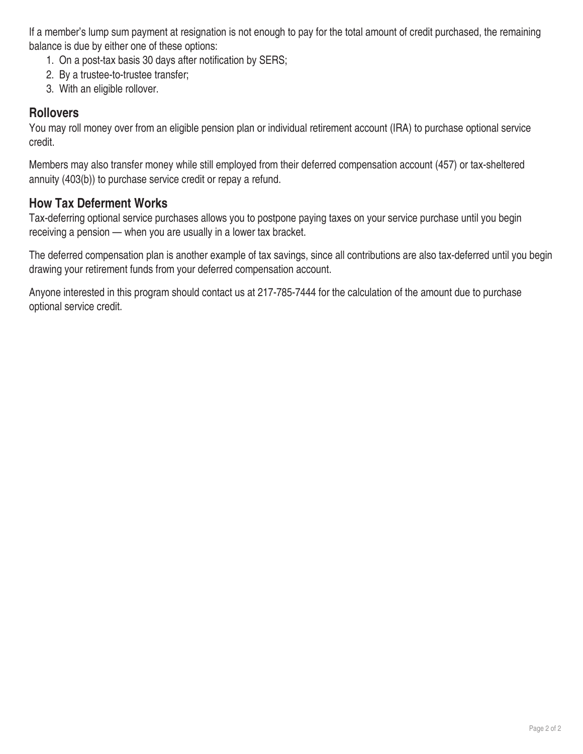If a member's lump sum payment at resignation is not enough to pay for the total amount of credit purchased, the remaining balance is due by either one of these options:

1. On a post-tax basis 30 days after notification by SERS;
2. By a trustee-to-trustee transfer;
3. With an eligible rollover.

## Rollovers

You may roll money over from an eligible pension plan or individual retirement account (IRA) to purchase optional service credit.

Members may also transfer money while still employed from their deferred compensation account (457) or tax-sheltered annuity (403(b)) to purchase service credit or repay a refund.

## How Tax Deferment Works

Tax-deferring optional service purchases allows you to postpone paying taxes on your service purchase until you begin receiving a pension — when you are usually in a lower tax bracket.

The deferred compensation plan is another example of tax savings, since all contributions are also tax-deferred until you begin drawing your retirement funds from your deferred compensation account.

Anyone interested in this program should contact us at 217-785-7444 for the calculation of the amount due to purchase optional service credit.